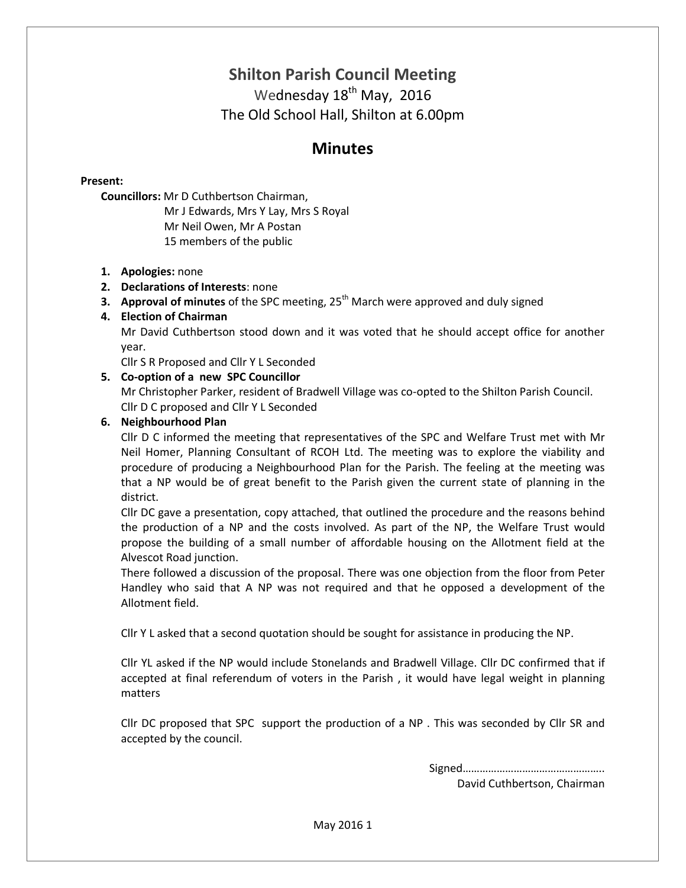# Shilton Parish Council Meeting

Wednesday 18th May, 2016

The Old School Hall, Shilton at 6.00pm

## Minutes

**Present:**

**Councillors:** Mr D Cuthbertson Chairman,
Mr J Edwards, Mrs Y Lay, Mrs S Royal
Mr Neil Owen, Mr A Postan
15 members of the public

1. **Apologies:** none
2. **Declarations of Interests**: none
3. **Approval of minutes** of the SPC meeting, 25th March were approved and duly signed
4. **Election of Chairman**
   Mr David Cuthbertson stood down and it was voted that he should accept office for another year.
   Cllr S R Proposed and Cllr Y L Seconded
5. **Co-option of a new SPC Councillor**
   Mr Christopher Parker, resident of Bradwell Village was co-opted to the Shilton Parish Council.
   Cllr D C proposed and Cllr Y L Seconded
6. **Neighbourhood Plan**
   Cllr D C informed the meeting that representatives of the SPC and Welfare Trust met with Mr Neil Homer, Planning Consultant of RCOH Ltd. The meeting was to explore the viability and procedure of producing a Neighbourhood Plan for the Parish. The feeling at the meeting was that a NP would be of great benefit to the Parish given the current state of planning in the district.
   Cllr DC gave a presentation, copy attached, that outlined the procedure and the reasons behind the production of a NP and the costs involved. As part of the NP, the Welfare Trust would propose the building of a small number of affordable housing on the Allotment field at the Alvescot Road junction.
   There followed a discussion of the proposal. There was one objection from the floor from Peter Handley who said that A NP was not required and that he opposed a development of the Allotment field.

   Cllr Y L asked that a second quotation should be sought for assistance in producing the NP.

   Cllr YL asked if the NP would include Stonelands and Bradwell Village. Cllr DC confirmed that if accepted at final referendum of voters in the Parish , it would have legal weight in planning matters

   Cllr DC proposed that SPC support the production of a NP . This was seconded by Cllr SR and accepted by the council.

Signed…………………………………………..
David Cuthbertson, Chairman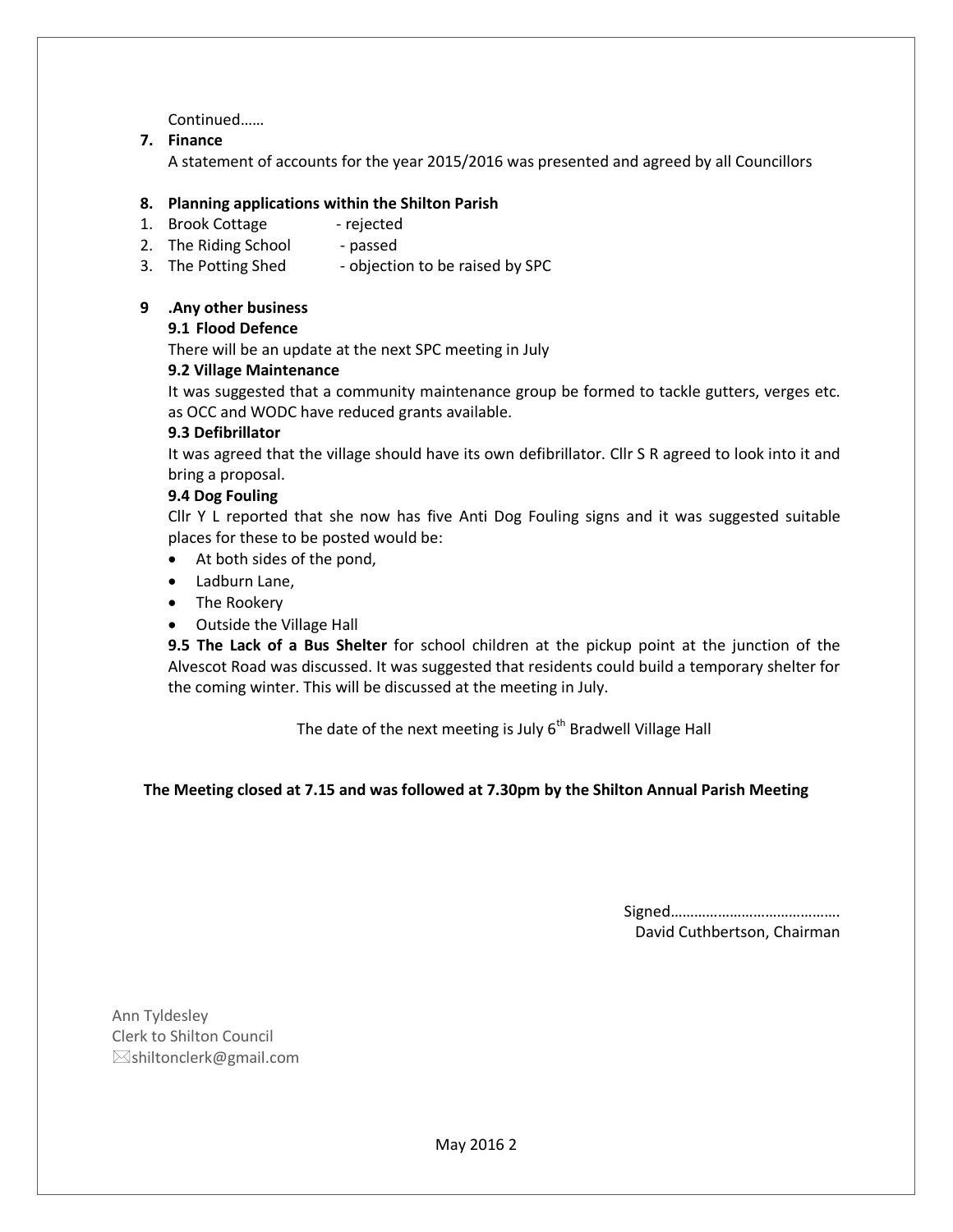Continued……

**7. Finance**

A statement of accounts for the year 2015/2016 was presented and agreed by all Councillors

**8. Planning applications within the Shilton Parish**

1. Brook Cottage - rejected
2. The Riding School - passed
3. The Potting Shed - objection to be raised by SPC

**9 .Any other business**

**9.1 Flood Defence**

There will be an update at the next SPC meeting in July

**9.2 Village Maintenance**

It was suggested that a community maintenance group be formed to tackle gutters, verges etc. as OCC and WODC have reduced grants available.

**9.3 Defibrillator**

It was agreed that the village should have its own defibrillator. Cllr S R agreed to look into it and bring a proposal.

**9.4 Dog Fouling**

Cllr Y L reported that she now has five Anti Dog Fouling signs and it was suggested suitable places for these to be posted would be:

- At both sides of the pond,
- Ladburn Lane,
- The Rookery
- Outside the Village Hall

**9.5 The Lack of a Bus Shelter** for school children at the pickup point at the junction of the Alvescot Road was discussed. It was suggested that residents could build a temporary shelter for the coming winter. This will be discussed at the meeting in July.

The date of the next meeting is July 6th Bradwell Village Hall

**The Meeting closed at 7.15 and was followed at 7.30pm by the Shilton Annual Parish Meeting**

Signed……………………………………

David Cuthbertson, Chairman

Ann Tyldesley
Clerk to Shilton Council
shiltonclerk@gmail.com

May 2016 2